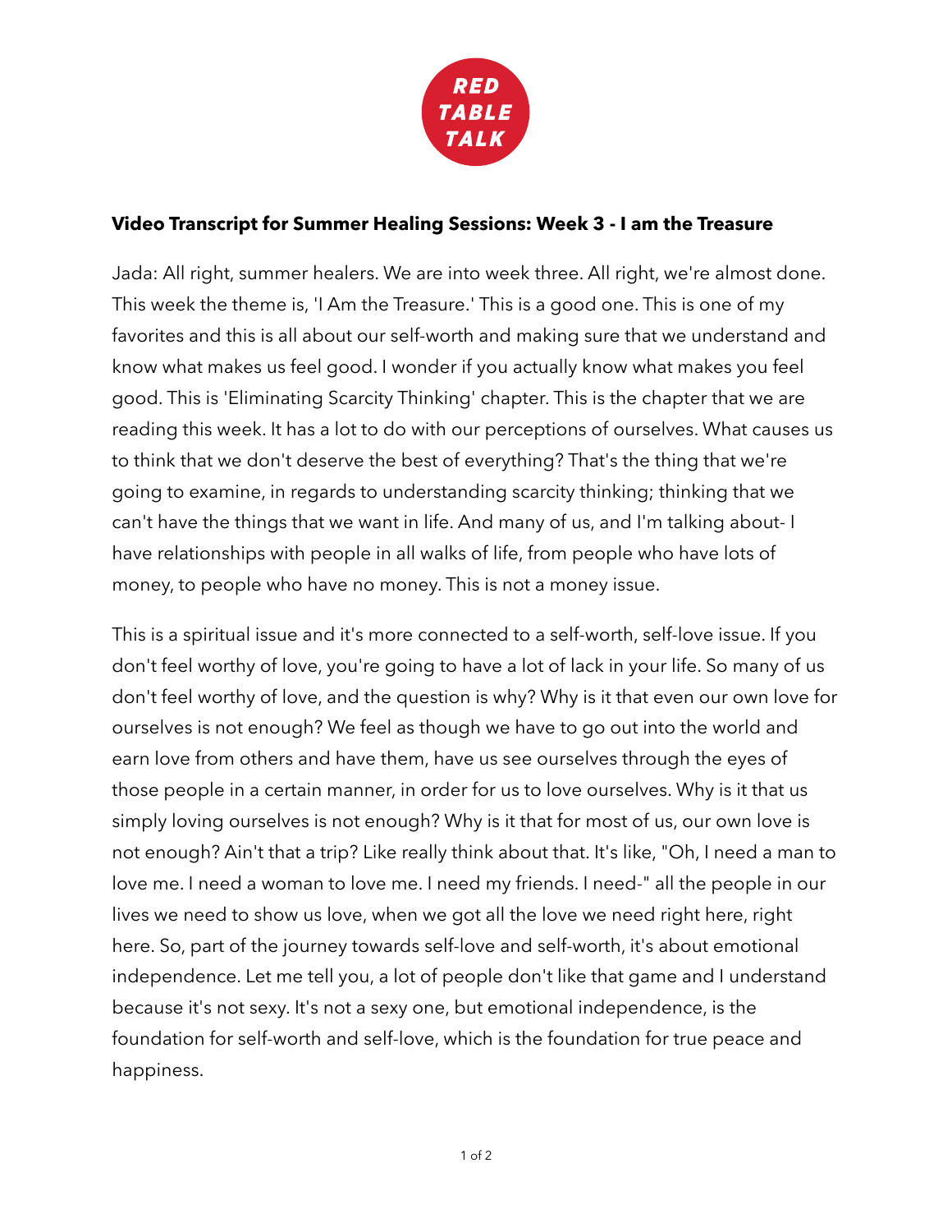**RED TABLE TALK**

## Video Transcript for Summer Healing Sessions: Week 3 - I am the Treasure

Jada: All right, summer healers. We are into week three. All right, we're almost done. This week the theme is, 'I Am the Treasure.' This is a good one. This is one of my favorites and this is all about our self-worth and making sure that we understand and know what makes us feel good. I wonder if you actually know what makes you feel good. This is 'Eliminating Scarcity Thinking' chapter. This is the chapter that we are reading this week. It has a lot to do with our perceptions of ourselves. What causes us to think that we don't deserve the best of everything? That's the thing that we're going to examine, in regards to understanding scarcity thinking; thinking that we can't have the things that we want in life. And many of us, and I'm talking about- I have relationships with people in all walks of life, from people who have lots of money, to people who have no money. This is not a money issue.

This is a spiritual issue and it's more connected to a self-worth, self-love issue. If you don't feel worthy of love, you're going to have a lot of lack in your life. So many of us don't feel worthy of love, and the question is why? Why is it that even our own love for ourselves is not enough? We feel as though we have to go out into the world and earn love from others and have them, have us see ourselves through the eyes of those people in a certain manner, in order for us to love ourselves. Why is it that us simply loving ourselves is not enough? Why is it that for most of us, our own love is not enough? Ain't that a trip? Like really think about that. It's like, "Oh, I need a man to love me. I need a woman to love me. I need my friends. I need-" all the people in our lives we need to show us love, when we got all the love we need right here, right here. So, part of the journey towards self-love and self-worth, it's about emotional independence. Let me tell you, a lot of people don't like that game and I understand because it's not sexy. It's not a sexy one, but emotional independence, is the foundation for self-worth and self-love, which is the foundation for true peace and happiness.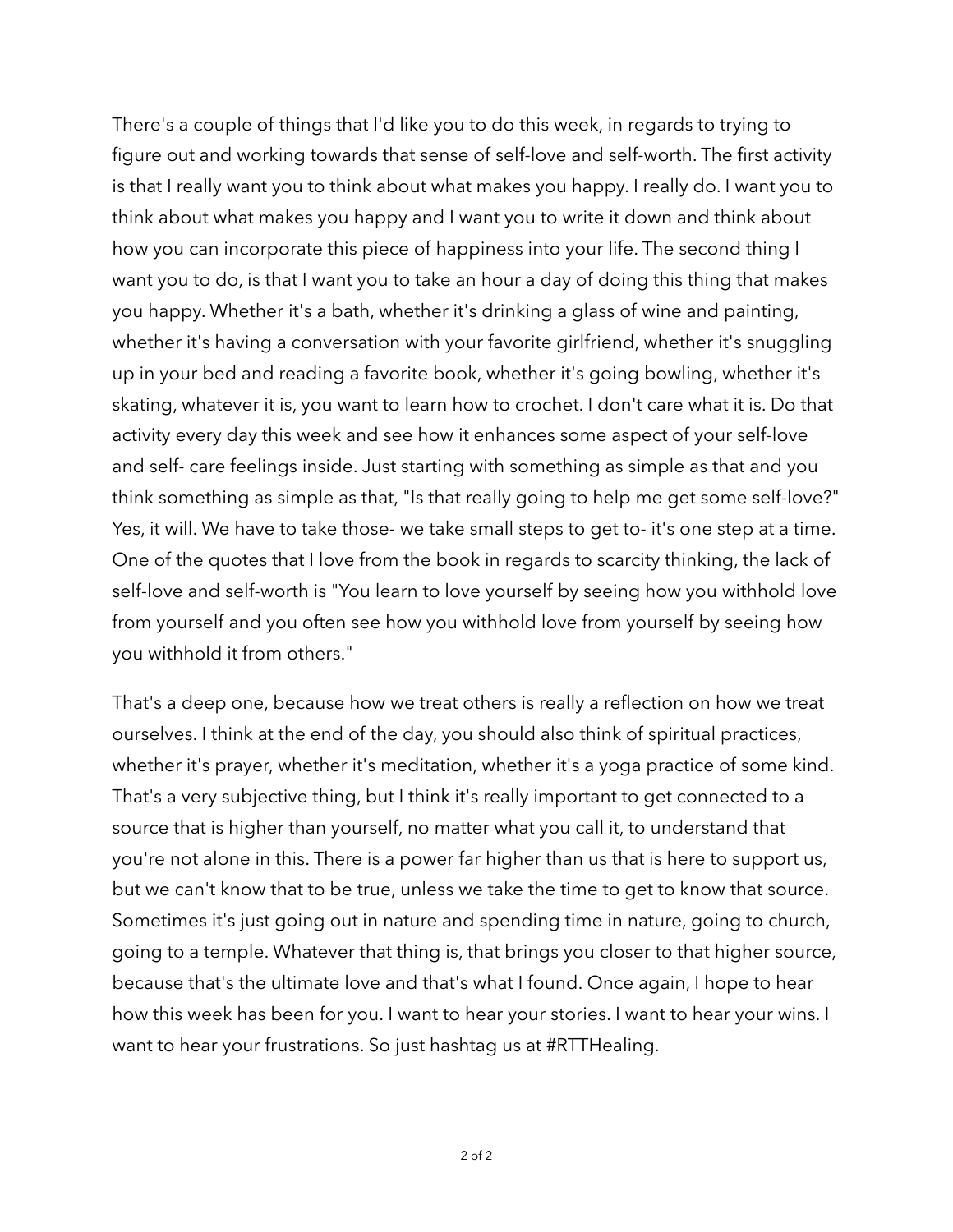There's a couple of things that I'd like you to do this week, in regards to trying to figure out and working towards that sense of self-love and self-worth. The first activity is that I really want you to think about what makes you happy. I really do. I want you to think about what makes you happy and I want you to write it down and think about how you can incorporate this piece of happiness into your life. The second thing I want you to do, is that I want you to take an hour a day of doing this thing that makes you happy. Whether it's a bath, whether it's drinking a glass of wine and painting, whether it's having a conversation with your favorite girlfriend, whether it's snuggling up in your bed and reading a favorite book, whether it's going bowling, whether it's skating, whatever it is, you want to learn how to crochet. I don't care what it is. Do that activity every day this week and see how it enhances some aspect of your self-love and self- care feelings inside. Just starting with something as simple as that and you think something as simple as that, "Is that really going to help me get some self-love?" Yes, it will. We have to take those- we take small steps to get to- it's one step at a time. One of the quotes that I love from the book in regards to scarcity thinking, the lack of self-love and self-worth is "You learn to love yourself by seeing how you withhold love from yourself and you often see how you withhold love from yourself by seeing how you withhold it from others."

That's a deep one, because how we treat others is really a reflection on how we treat ourselves. I think at the end of the day, you should also think of spiritual practices, whether it's prayer, whether it's meditation, whether it's a yoga practice of some kind. That's a very subjective thing, but I think it's really important to get connected to a source that is higher than yourself, no matter what you call it, to understand that you're not alone in this. There is a power far higher than us that is here to support us, but we can't know that to be true, unless we take the time to get to know that source. Sometimes it's just going out in nature and spending time in nature, going to church, going to a temple. Whatever that thing is, that brings you closer to that higher source, because that's the ultimate love and that's what I found. Once again, I hope to hear how this week has been for you. I want to hear your stories. I want to hear your wins. I want to hear your frustrations. So just hashtag us at #RTTHealing.